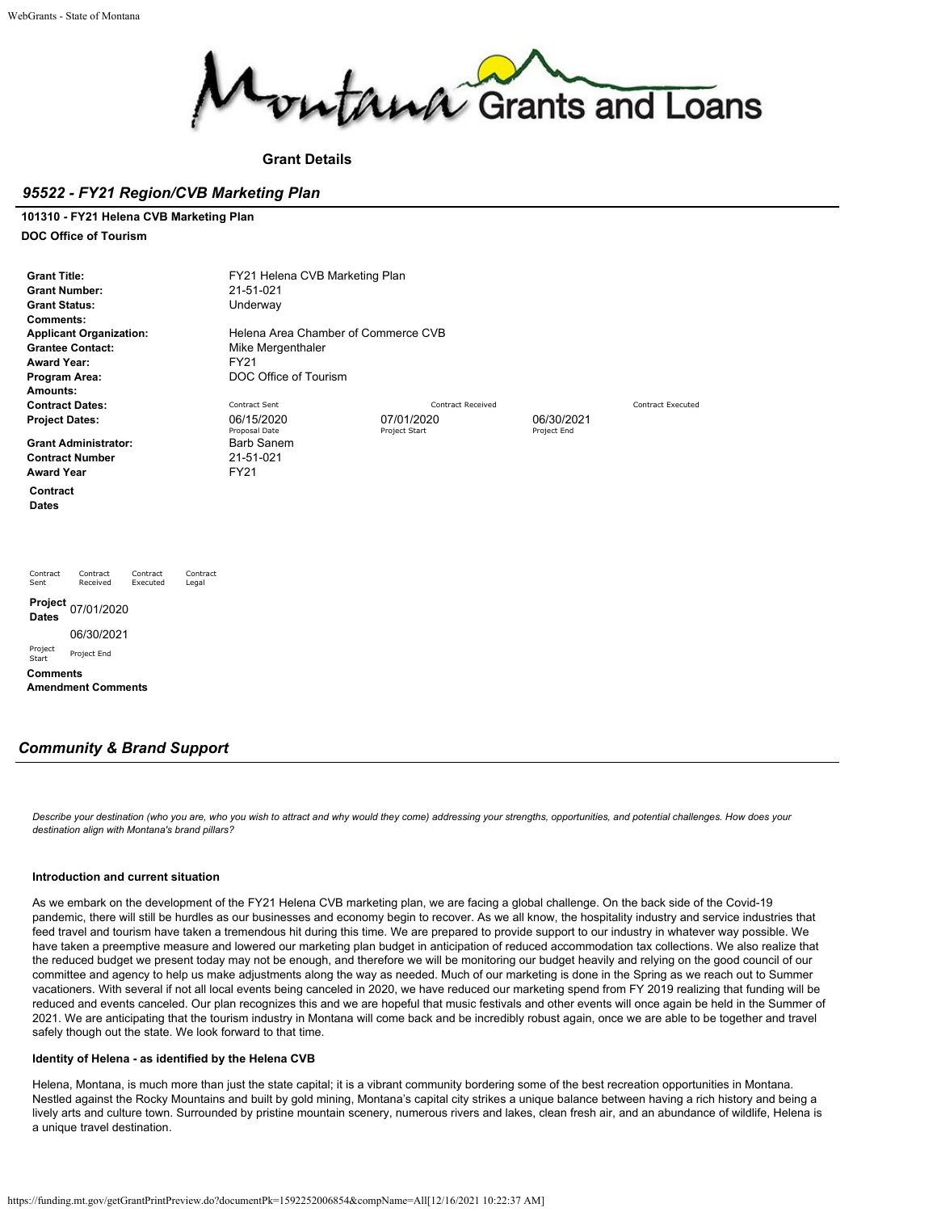Montana Grants and Loans

**Grant Details**

## *95522 - FY21 Region/CVB Marketing Plan*

**101310 - FY21 Helena CVB Marketing Plan**

**DOC Office of Tourism**

| | | | | |
|---|---|---|---|---|
| **Grant Title:** | FY21 Helena CVB Marketing Plan | | | |
| **Grant Number:** | 21-51-021 | | | |
| **Grant Status:** | Underway | | | |
| **Comments:** | | | | |
| **Applicant Organization:** | Helena Area Chamber of Commerce CVB | | | |
| **Grantee Contact:** | Mike Mergenthaler | | | |
| **Award Year:** | FY21 | | | |
| **Program Area:** | DOC Office of Tourism | | | |
| **Amounts:** | | | | |
| **Contract Dates:** | Contract Sent | Contract Received | | Contract Executed |
| **Project Dates:** | 06/15/2020 | 07/01/2020 | 06/30/2021 | |
| | Proposal Date | Project Start | Project End | |
| **Grant Administrator:** | Barb Sanem | | | |
| **Contract Number** | 21-51-021 | | | |
| **Award Year** | FY21 | | | |

**Contract Dates**

| Contract Sent | Contract Received | Contract Executed | Contract Legal |
|---|---|---|---|

**Project Dates**

| 07/01/2020 | 06/30/2021 |
|---|---|
| Project Start | Project End |

**Comments**

**Amendment Comments**

## *Community & Brand Support*

*Describe your destination (who you are, who you wish to attract and why would they come) addressing your strengths, opportunities, and potential challenges. How does your destination align with Montana's brand pillars?*

**Introduction and current situation**

As we embark on the development of the FY21 Helena CVB marketing plan, we are facing a global challenge. On the back side of the Covid-19 pandemic, there will still be hurdles as our businesses and economy begin to recover. As we all know, the hospitality industry and service industries that feed travel and tourism have taken a tremendous hit during this time. We are prepared to provide support to our industry in whatever way possible. We have taken a preemptive measure and lowered our marketing plan budget in anticipation of reduced accommodation tax collections. We also realize that the reduced budget we present today may not be enough, and therefore we will be monitoring our budget heavily and relying on the good council of our committee and agency to help us make adjustments along the way as needed. Much of our marketing is done in the Spring as we reach out to Summer vacationers. With several if not all local events being canceled in 2020, we have reduced our marketing spend from FY 2019 realizing that funding will be reduced and events canceled. Our plan recognizes this and we are hopeful that music festivals and other events will once again be held in the Summer of 2021. We are anticipating that the tourism industry in Montana will come back and be incredibly robust again, once we are able to be together and travel safely though out the state. We look forward to that time.

**Identity of Helena - as identified by the Helena CVB**

Helena, Montana, is much more than just the state capital; it is a vibrant community bordering some of the best recreation opportunities in Montana. Nestled against the Rocky Mountains and built by gold mining, Montana's capital city strikes a unique balance between having a rich history and being a lively arts and culture town. Surrounded by pristine mountain scenery, numerous rivers and lakes, clean fresh air, and an abundance of wildlife, Helena is a unique travel destination.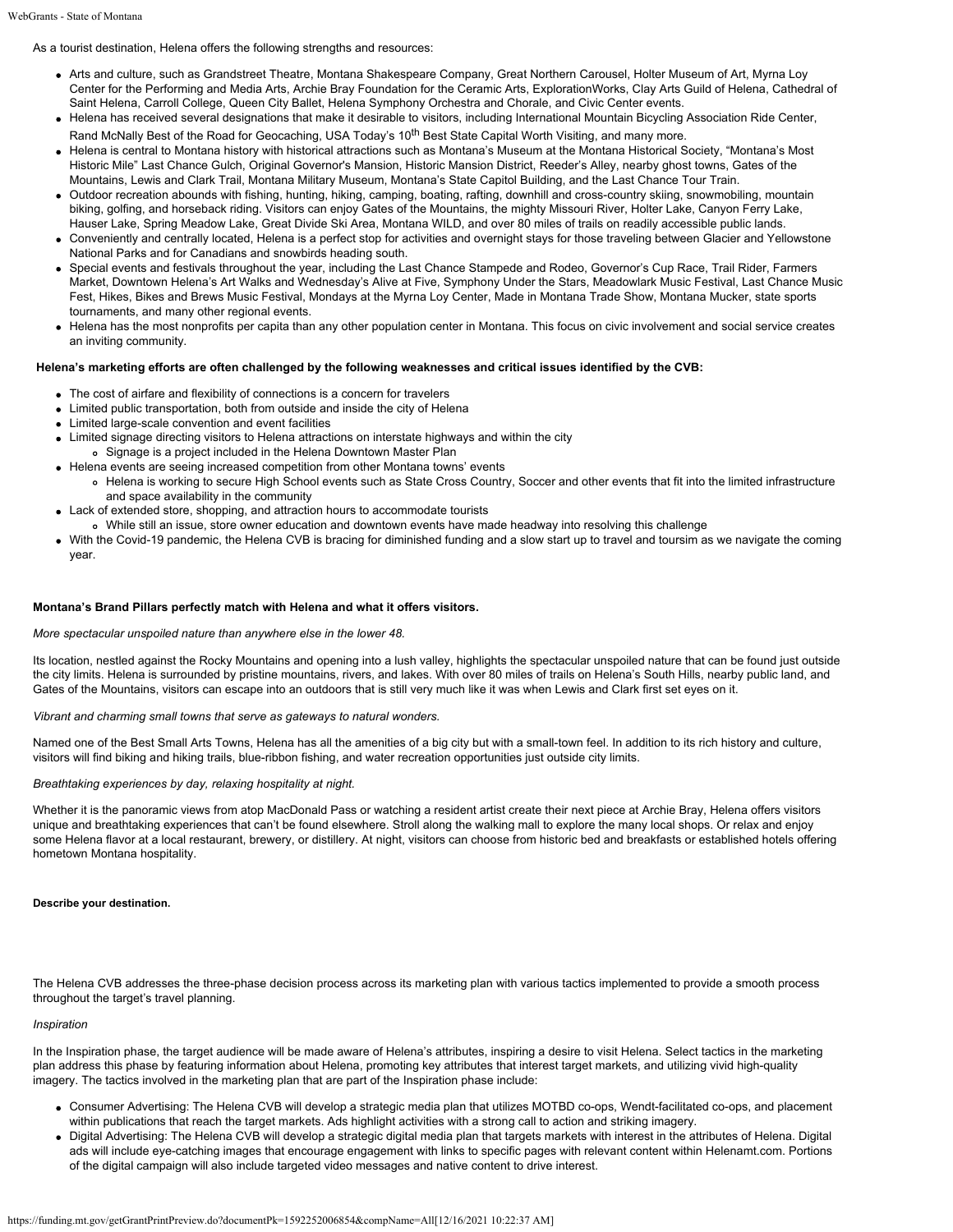As a tourist destination, Helena offers the following strengths and resources:

- Arts and culture, such as Grandstreet Theatre, Montana Shakespeare Company, Great Northern Carousel, Holter Museum of Art, Myrna Loy Center for the Performing and Media Arts, Archie Bray Foundation for the Ceramic Arts, ExplorationWorks, Clay Arts Guild of Helena, Cathedral of Saint Helena, Carroll College, Queen City Ballet, Helena Symphony Orchestra and Chorale, and Civic Center events.
- Helena has received several designations that make it desirable to visitors, including International Mountain Bicycling Association Ride Center, Rand McNally Best of the Road for Geocaching, USA Today's 10th Best State Capital Worth Visiting, and many more.
- Helena is central to Montana history with historical attractions such as Montana's Museum at the Montana Historical Society, "Montana's Most Historic Mile" Last Chance Gulch, Original Governor's Mansion, Historic Mansion District, Reeder's Alley, nearby ghost towns, Gates of the Mountains, Lewis and Clark Trail, Montana Military Museum, Montana's State Capitol Building, and the Last Chance Tour Train.
- Outdoor recreation abounds with fishing, hunting, hiking, camping, boating, rafting, downhill and cross-country skiing, snowmobiling, mountain biking, golfing, and horseback riding. Visitors can enjoy Gates of the Mountains, the mighty Missouri River, Holter Lake, Canyon Ferry Lake, Hauser Lake, Spring Meadow Lake, Great Divide Ski Area, Montana WILD, and over 80 miles of trails on readily accessible public lands.
- Conveniently and centrally located, Helena is a perfect stop for activities and overnight stays for those traveling between Glacier and Yellowstone National Parks and for Canadians and snowbirds heading south.
- Special events and festivals throughout the year, including the Last Chance Stampede and Rodeo, Governor's Cup Race, Trail Rider, Farmers Market, Downtown Helena's Art Walks and Wednesday's Alive at Five, Symphony Under the Stars, Meadowlark Music Festival, Last Chance Music Fest, Hikes, Bikes and Brews Music Festival, Mondays at the Myrna Loy Center, Made in Montana Trade Show, Montana Mucker, state sports tournaments, and many other regional events.
- Helena has the most nonprofits per capita than any other population center in Montana. This focus on civic involvement and social service creates an inviting community.

**Helena's marketing efforts are often challenged by the following weaknesses and critical issues identified by the CVB:**

- The cost of airfare and flexibility of connections is a concern for travelers
- Limited public transportation, both from outside and inside the city of Helena
- Limited large-scale convention and event facilities
- Limited signage directing visitors to Helena attractions on interstate highways and within the city
  - Signage is a project included in the Helena Downtown Master Plan
- Helena events are seeing increased competition from other Montana towns' events
  - Helena is working to secure High School events such as State Cross Country, Soccer and other events that fit into the limited infrastructure and space availability in the community
- Lack of extended store, shopping, and attraction hours to accommodate tourists
  - While still an issue, store owner education and downtown events have made headway into resolving this challenge
- With the Covid-19 pandemic, the Helena CVB is bracing for diminished funding and a slow start up to travel and toursim as we navigate the coming year.

**Montana's Brand Pillars perfectly match with Helena and what it offers visitors.**

*More spectacular unspoiled nature than anywhere else in the lower 48.*

Its location, nestled against the Rocky Mountains and opening into a lush valley, highlights the spectacular unspoiled nature that can be found just outside the city limits. Helena is surrounded by pristine mountains, rivers, and lakes. With over 80 miles of trails on Helena's South Hills, nearby public land, and Gates of the Mountains, visitors can escape into an outdoors that is still very much like it was when Lewis and Clark first set eyes on it.

*Vibrant and charming small towns that serve as gateways to natural wonders.*

Named one of the Best Small Arts Towns, Helena has all the amenities of a big city but with a small-town feel. In addition to its rich history and culture, visitors will find biking and hiking trails, blue-ribbon fishing, and water recreation opportunities just outside city limits.

*Breathtaking experiences by day, relaxing hospitality at night.*

Whether it is the panoramic views from atop MacDonald Pass or watching a resident artist create their next piece at Archie Bray, Helena offers visitors unique and breathtaking experiences that can't be found elsewhere. Stroll along the walking mall to explore the many local shops. Or relax and enjoy some Helena flavor at a local restaurant, brewery, or distillery. At night, visitors can choose from historic bed and breakfasts or established hotels offering hometown Montana hospitality.

**Describe your destination.**

The Helena CVB addresses the three-phase decision process across its marketing plan with various tactics implemented to provide a smooth process throughout the target's travel planning.

*Inspiration*

In the Inspiration phase, the target audience will be made aware of Helena's attributes, inspiring a desire to visit Helena. Select tactics in the marketing plan address this phase by featuring information about Helena, promoting key attributes that interest target markets, and utilizing vivid high-quality imagery. The tactics involved in the marketing plan that are part of the Inspiration phase include:

- Consumer Advertising: The Helena CVB will develop a strategic media plan that utilizes MOTBD co-ops, Wendt-facilitated co-ops, and placement within publications that reach the target markets. Ads highlight activities with a strong call to action and striking imagery.
- Digital Advertising: The Helena CVB will develop a strategic digital media plan that targets markets with interest in the attributes of Helena. Digital ads will include eye-catching images that encourage engagement with links to specific pages with relevant content within Helenamt.com. Portions of the digital campaign will also include targeted video messages and native content to drive interest.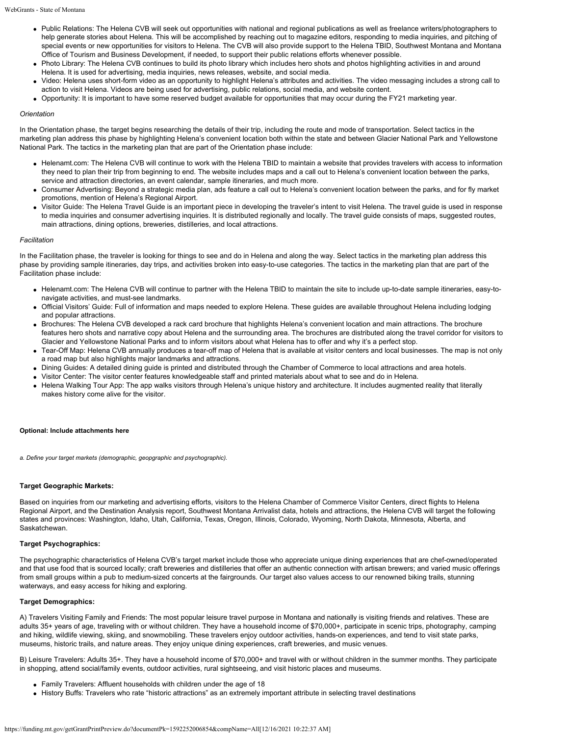- Public Relations: The Helena CVB will seek out opportunities with national and regional publications as well as freelance writers/photographers to help generate stories about Helena. This will be accomplished by reaching out to magazine editors, responding to media inquiries, and pitching of special events or new opportunities for visitors to Helena. The CVB will also provide support to the Helena TBID, Southwest Montana and Montana Office of Tourism and Business Development, if needed, to support their public relations efforts whenever possible.
- Photo Library: The Helena CVB continues to build its photo library which includes hero shots and photos highlighting activities in and around Helena. It is used for advertising, media inquiries, news releases, website, and social media.
- Video: Helena uses short-form video as an opportunity to highlight Helena's attributes and activities. The video messaging includes a strong call to action to visit Helena. Videos are being used for advertising, public relations, social media, and website content.
- Opportunity: It is important to have some reserved budget available for opportunities that may occur during the FY21 marketing year.

*Orientation*

In the Orientation phase, the target begins researching the details of their trip, including the route and mode of transportation. Select tactics in the marketing plan address this phase by highlighting Helena's convenient location both within the state and between Glacier National Park and Yellowstone National Park. The tactics in the marketing plan that are part of the Orientation phase include:

- Helenamt.com: The Helena CVB will continue to work with the Helena TBID to maintain a website that provides travelers with access to information they need to plan their trip from beginning to end. The website includes maps and a call out to Helena's convenient location between the parks, service and attraction directories, an event calendar, sample itineraries, and much more.
- Consumer Advertising: Beyond a strategic media plan, ads feature a call out to Helena's convenient location between the parks, and for fly market promotions, mention of Helena's Regional Airport.
- Visitor Guide: The Helena Travel Guide is an important piece in developing the traveler's intent to visit Helena. The travel guide is used in response to media inquiries and consumer advertising inquiries. It is distributed regionally and locally. The travel guide consists of maps, suggested routes, main attractions, dining options, breweries, distilleries, and local attractions.

*Facilitation*

In the Facilitation phase, the traveler is looking for things to see and do in Helena and along the way. Select tactics in the marketing plan address this phase by providing sample itineraries, day trips, and activities broken into easy-to-use categories. The tactics in the marketing plan that are part of the Facilitation phase include:

- Helenamt.com: The Helena CVB will continue to partner with the Helena TBID to maintain the site to include up-to-date sample itineraries, easy-to-navigate activities, and must-see landmarks.
- Official Visitors' Guide: Full of information and maps needed to explore Helena. These guides are available throughout Helena including lodging and popular attractions.
- Brochures: The Helena CVB developed a rack card brochure that highlights Helena's convenient location and main attractions. The brochure features hero shots and narrative copy about Helena and the surrounding area. The brochures are distributed along the travel corridor for visitors to Glacier and Yellowstone National Parks and to inform visitors about what Helena has to offer and why it's a perfect stop.
- Tear-Off Map: Helena CVB annually produces a tear-off map of Helena that is available at visitor centers and local businesses. The map is not only a road map but also highlights major landmarks and attractions.
- Dining Guides: A detailed dining guide is printed and distributed through the Chamber of Commerce to local attractions and area hotels.
- Visitor Center: The visitor center features knowledgeable staff and printed materials about what to see and do in Helena.
- Helena Walking Tour App: The app walks visitors through Helena's unique history and architecture. It includes augmented reality that literally makes history come alive for the visitor.

**Optional: Include attachments here**

*a. Define your target markets (demographic, geopgraphic and psychographic).*

**Target Geographic Markets:**

Based on inquiries from our marketing and advertising efforts, visitors to the Helena Chamber of Commerce Visitor Centers, direct flights to Helena Regional Airport, and the Destination Analysis report, Southwest Montana Arrivalist data, hotels and attractions, the Helena CVB will target the following states and provinces: Washington, Idaho, Utah, California, Texas, Oregon, Illinois, Colorado, Wyoming, North Dakota, Minnesota, Alberta, and Saskatchewan.

**Target Psychographics:**

The psychographic characteristics of Helena CVB's target market include those who appreciate unique dining experiences that are chef-owned/operated and that use food that is sourced locally; craft breweries and distilleries that offer an authentic connection with artisan brewers; and varied music offerings from small groups within a pub to medium-sized concerts at the fairgrounds. Our target also values access to our renowned biking trails, stunning waterways, and easy access for hiking and exploring.

**Target Demographics:**

A) Travelers Visiting Family and Friends: The most popular leisure travel purpose in Montana and nationally is visiting friends and relatives. These are adults 35+ years of age, traveling with or without children. They have a household income of $70,000+, participate in scenic trips, photography, camping and hiking, wildlife viewing, skiing, and snowmobiling. These travelers enjoy outdoor activities, hands-on experiences, and tend to visit state parks, museums, historic trails, and nature areas. They enjoy unique dining experiences, craft breweries, and music venues.

B) Leisure Travelers: Adults 35+. They have a household income of $70,000+ and travel with or without children in the summer months. They participate in shopping, attend social/family events, outdoor activities, rural sightseeing, and visit historic places and museums.

- Family Travelers: Affluent households with children under the age of 18
- History Buffs: Travelers who rate "historic attractions" as an extremely important attribute in selecting travel destinations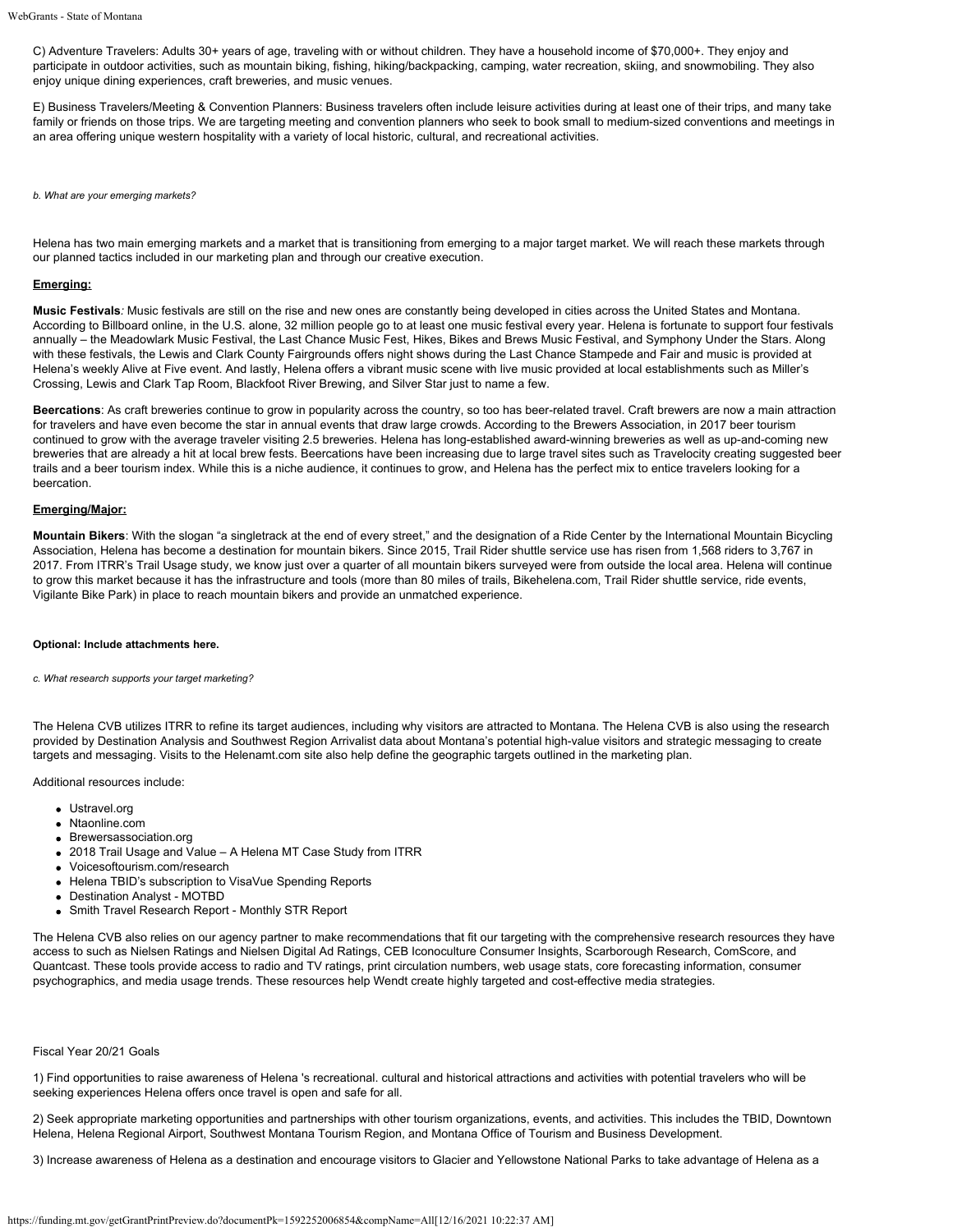C) Adventure Travelers: Adults 30+ years of age, traveling with or without children. They have a household income of $70,000+. They enjoy and participate in outdoor activities, such as mountain biking, fishing, hiking/backpacking, camping, water recreation, skiing, and snowmobiling. They also enjoy unique dining experiences, craft breweries, and music venues.

E) Business Travelers/Meeting & Convention Planners: Business travelers often include leisure activities during at least one of their trips, and many take family or friends on those trips. We are targeting meeting and convention planners who seek to book small to medium-sized conventions and meetings in an area offering unique western hospitality with a variety of local historic, cultural, and recreational activities.

*b. What are your emerging markets?*

Helena has two main emerging markets and a market that is transitioning from emerging to a major target market. We will reach these markets through our planned tactics included in our marketing plan and through our creative execution.

**Emerging:**

**Music Festivals***:* Music festivals are still on the rise and new ones are constantly being developed in cities across the United States and Montana. According to Billboard online, in the U.S. alone, 32 million people go to at least one music festival every year. Helena is fortunate to support four festivals annually – the Meadowlark Music Festival, the Last Chance Music Fest, Hikes, Bikes and Brews Music Festival, and Symphony Under the Stars. Along with these festivals, the Lewis and Clark County Fairgrounds offers night shows during the Last Chance Stampede and Fair and music is provided at Helena's weekly Alive at Five event. And lastly, Helena offers a vibrant music scene with live music provided at local establishments such as Miller's Crossing, Lewis and Clark Tap Room, Blackfoot River Brewing, and Silver Star just to name a few.

**Beercations**: As craft breweries continue to grow in popularity across the country, so too has beer-related travel. Craft brewers are now a main attraction for travelers and have even become the star in annual events that draw large crowds. According to the Brewers Association, in 2017 beer tourism continued to grow with the average traveler visiting 2.5 breweries. Helena has long-established award-winning breweries as well as up-and-coming new breweries that are already a hit at local brew fests. Beercations have been increasing due to large travel sites such as Travelocity creating suggested beer trails and a beer tourism index. While this is a niche audience, it continues to grow, and Helena has the perfect mix to entice travelers looking for a beercation.

**Emerging/Major:**

**Mountain Bikers**: With the slogan "a singletrack at the end of every street," and the designation of a Ride Center by the International Mountain Bicycling Association, Helena has become a destination for mountain bikers. Since 2015, Trail Rider shuttle service use has risen from 1,568 riders to 3,767 in 2017. From ITRR's Trail Usage study, we know just over a quarter of all mountain bikers surveyed were from outside the local area. Helena will continue to grow this market because it has the infrastructure and tools (more than 80 miles of trails, Bikehelena.com, Trail Rider shuttle service, ride events, Vigilante Bike Park) in place to reach mountain bikers and provide an unmatched experience.

**Optional: Include attachments here.**

*c. What research supports your target marketing?*

The Helena CVB utilizes ITRR to refine its target audiences, including why visitors are attracted to Montana. The Helena CVB is also using the research provided by Destination Analysis and Southwest Region Arrivalist data about Montana's potential high-value visitors and strategic messaging to create targets and messaging. Visits to the Helenamt.com site also help define the geographic targets outlined in the marketing plan.

Additional resources include:

- Ustravel.org
- Ntaonline.com
- Brewersassociation.org
- 2018 Trail Usage and Value – A Helena MT Case Study from ITRR
- Voicesoftourism.com/research
- Helena TBID's subscription to VisaVue Spending Reports
- Destination Analyst - MOTBD
- Smith Travel Research Report - Monthly STR Report

The Helena CVB also relies on our agency partner to make recommendations that fit our targeting with the comprehensive research resources they have access to such as Nielsen Ratings and Nielsen Digital Ad Ratings, CEB Iconoculture Consumer Insights, Scarborough Research, ComScore, and Quantcast. These tools provide access to radio and TV ratings, print circulation numbers, web usage stats, core forecasting information, consumer psychographics, and media usage trends. These resources help Wendt create highly targeted and cost-effective media strategies.

Fiscal Year 20/21 Goals

1) Find opportunities to raise awareness of Helena 's recreational. cultural and historical attractions and activities with potential travelers who will be seeking experiences Helena offers once travel is open and safe for all.

2) Seek appropriate marketing opportunities and partnerships with other tourism organizations, events, and activities. This includes the TBID, Downtown Helena, Helena Regional Airport, Southwest Montana Tourism Region, and Montana Office of Tourism and Business Development.

3) Increase awareness of Helena as a destination and encourage visitors to Glacier and Yellowstone National Parks to take advantage of Helena as a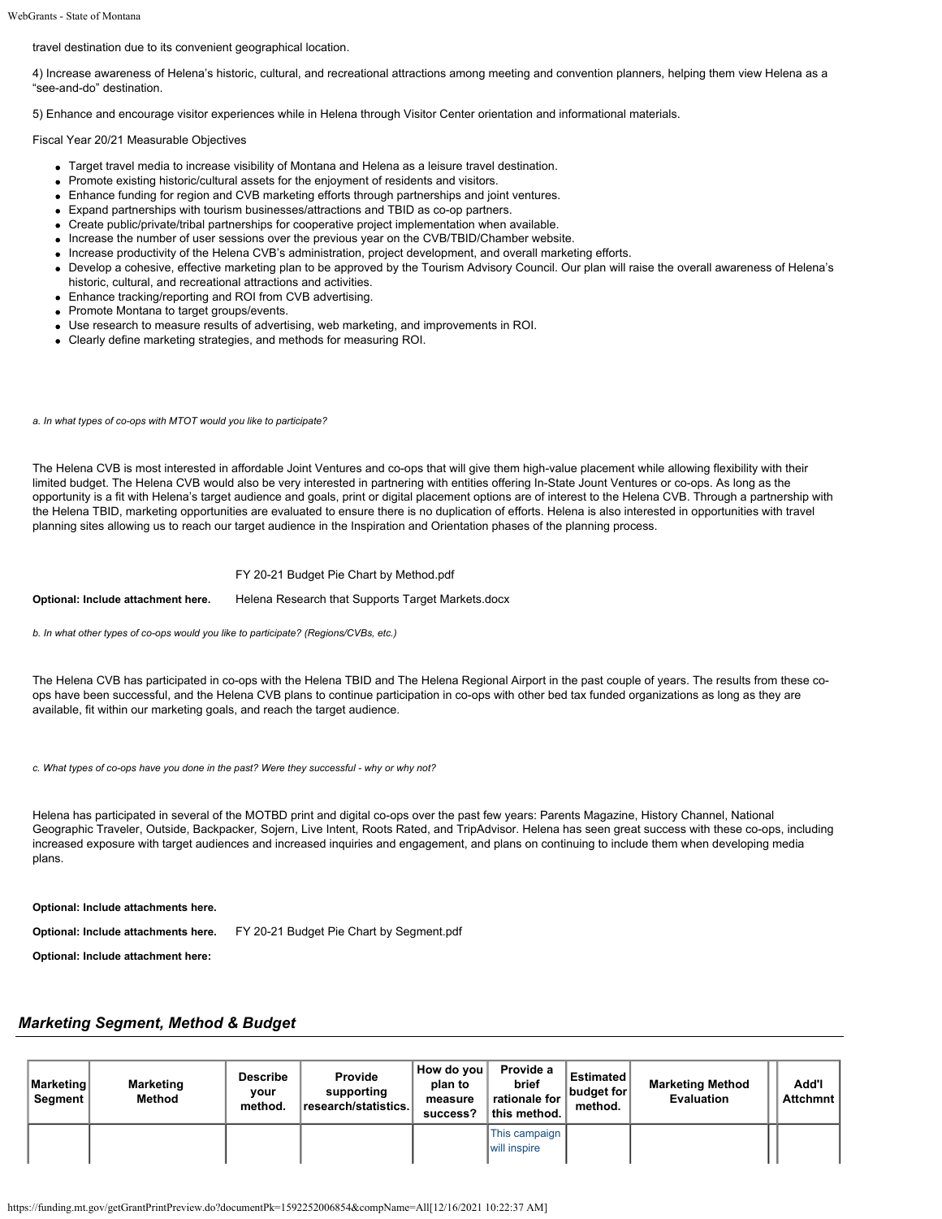travel destination due to its convenient geographical location.

4) Increase awareness of Helena's historic, cultural, and recreational attractions among meeting and convention planners, helping them view Helena as a "see-and-do" destination.

5) Enhance and encourage visitor experiences while in Helena through Visitor Center orientation and informational materials.

Fiscal Year 20/21 Measurable Objectives

- Target travel media to increase visibility of Montana and Helena as a leisure travel destination.
- Promote existing historic/cultural assets for the enjoyment of residents and visitors.
- Enhance funding for region and CVB marketing efforts through partnerships and joint ventures.
- Expand partnerships with tourism businesses/attractions and TBID as co-op partners.
- Create public/private/tribal partnerships for cooperative project implementation when available.
- Increase the number of user sessions over the previous year on the CVB/TBID/Chamber website.
- Increase productivity of the Helena CVB's administration, project development, and overall marketing efforts.
- Develop a cohesive, effective marketing plan to be approved by the Tourism Advisory Council. Our plan will raise the overall awareness of Helena's historic, cultural, and recreational attractions and activities.
- Enhance tracking/reporting and ROI from CVB advertising.
- Promote Montana to target groups/events.
- Use research to measure results of advertising, web marketing, and improvements in ROI.
- Clearly define marketing strategies, and methods for measuring ROI.

*a. In what types of co-ops with MTOT would you like to participate?*

The Helena CVB is most interested in affordable Joint Ventures and co-ops that will give them high-value placement while allowing flexibility with their limited budget. The Helena CVB would also be very interested in partnering with entities offering In-State Jount Ventures or co-ops. As long as the opportunity is a fit with Helena's target audience and goals, print or digital placement options are of interest to the Helena CVB. Through a partnership with the Helena TBID, marketing opportunities are evaluated to ensure there is no duplication of efforts. Helena is also interested in opportunities with travel planning sites allowing us to reach our target audience in the Inspiration and Orientation phases of the planning process.

FY 20-21 Budget Pie Chart by Method.pdf

**Optional: Include attachment here.** Helena Research that Supports Target Markets.docx

*b. In what other types of co-ops would you like to participate? (Regions/CVBs, etc.)*

The Helena CVB has participated in co-ops with the Helena TBID and The Helena Regional Airport in the past couple of years. The results from these co-ops have been successful, and the Helena CVB plans to continue participation in co-ops with other bed tax funded organizations as long as they are available, fit within our marketing goals, and reach the target audience.

*c. What types of co-ops have you done in the past? Were they successful - why or why not?*

Helena has participated in several of the MOTBD print and digital co-ops over the past few years: Parents Magazine, History Channel, National Geographic Traveler, Outside, Backpacker, Sojern, Live Intent, Roots Rated, and TripAdvisor. Helena has seen great success with these co-ops, including increased exposure with target audiences and increased inquiries and engagement, and plans on continuing to include them when developing media plans.

**Optional: Include attachments here.**

**Optional: Include attachments here.** FY 20-21 Budget Pie Chart by Segment.pdf

**Optional: Include attachment here:**

## *Marketing Segment, Method & Budget*

| Marketing Segment | Marketing Method | Describe your method. | Provide supporting research/statistics. | How do you plan to measure success? | Provide a brief rationale for this method. | Estimated budget for method. | Marketing Method Evaluation | Add'l Attchmnt |
|---|---|---|---|---|---|---|---|---|
| | | | | | This campaign will inspire | | | |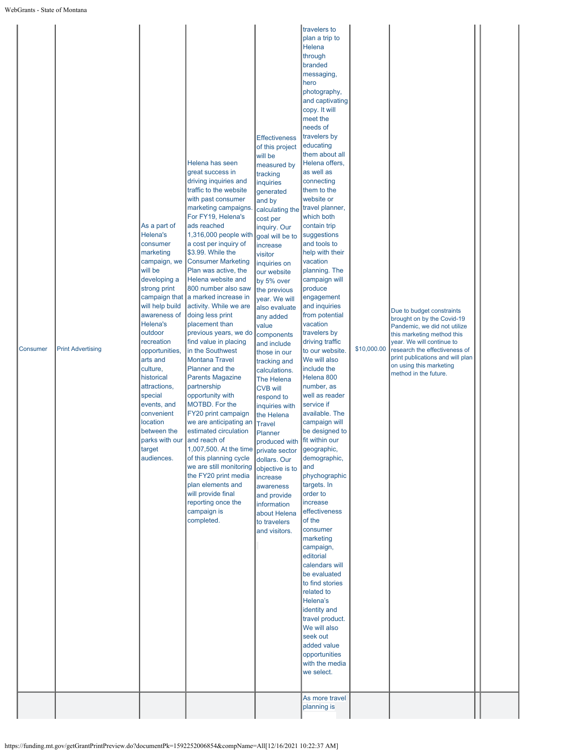| | | | | | | | | | |
|---|---|---|---|---|---|---|---|---|---|
| Consumer | Print Advertising | As a part of Helena's consumer marketing campaign, we will be developing a strong print campaign that will help build awareness of Helena's outdoor recreation opportunities, arts and culture, historical attractions, special events, and convenient location between the parks with our target audiences. | Helena has seen great success in driving inquiries and traffic to the website with past consumer marketing campaigns. For FY19, Helena's ads reached 1,316,000 people with a cost per inquiry of $3.99. While the Consumer Marketing Plan was active, the Helena website and 800 number also saw a marked increase in activity. While we are doing less print placement than previous years, we do find value in placing in the Southwest Montana Travel Planner and the Parents Magazine partnership opportunity with MOTBD. For the FY20 print campaign we are anticipating an estimated circulation and reach of 1,007,500. At the time of this planning cycle we are still monitoring the FY20 print media plan elements and will provide final reporting once the campaign is completed. | Effectiveness of this project will be measured by tracking inquiries generated and by calculating the cost per inquiry. Our goal will be to increase visitor inquiries on our website by 5% over the previous year. We will also evaluate any added value components and include those in our tracking and calculations. The Helena CVB will respond to inquiries with the Helena Travel Planner produced with private sector dollars. Our objective is to increase awareness and provide information about Helena to travelers and visitors. | travelers to plan a trip to Helena through branded messaging, hero photography, and captivating copy. It will meet the needs of travelers by educating them about all Helena offers, as well as connecting them to the website or travel planner, which both contain trip suggestions and tools to help with their vacation planning. The campaign will produce engagement and inquiries from potential vacation travelers by driving traffic to our website. We will also include the Helena 800 number, as well as reader service if available. The campaign will be designed to fit within our geographic, demographic, and phychographic targets. In order to increase effectiveness of the consumer marketing campaign, editorial calendars will be evaluated to find stories related to Helena's identity and travel product. We will also seek out added value opportunities with the media we select. | $10,000.00 | Due to budget constraints brought on by the Covid-19 Pandemic, we did not utilize this marketing method this year. We will continue to research the effectiveness of print publications and will plan on using this marketing method in the future. | | |
| | | | | | As more travel planning is | | | | |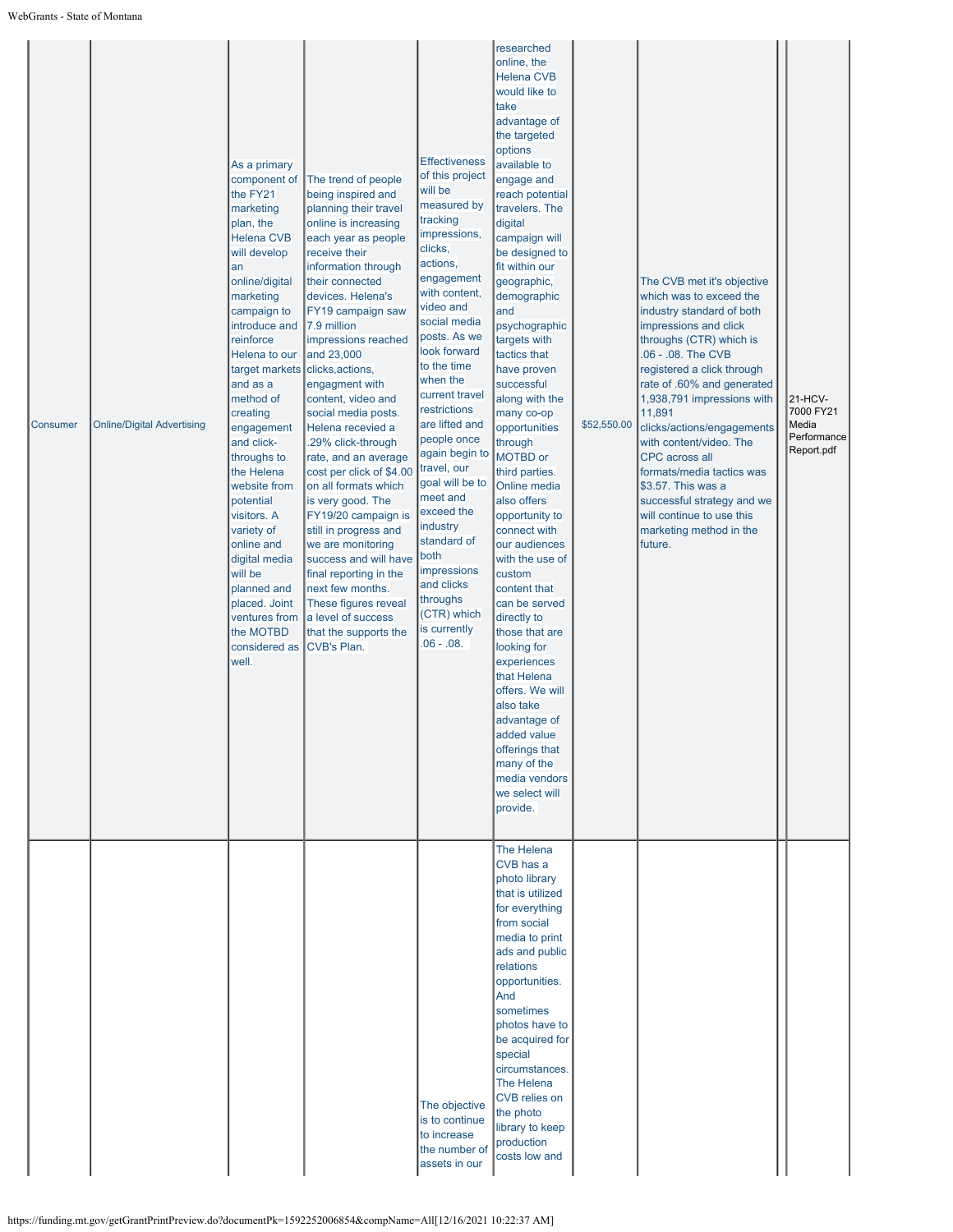| | | | | | | | | | |
|---|---|---|---|---|---|---|---|---|---|
| Consumer | Online/Digital Advertising | As a primary component of the FY21 marketing plan, the Helena CVB will develop an online/digital marketing campaign to introduce and reinforce Helena to our target markets and as a method of creating engagement and click-throughs to the Helena website from potential visitors. A variety of online and digital media will be planned and placed. Joint ventures from the MOTBD considered as well. | The trend of people being inspired and planning their travel online is increasing each year as people receive their information through their connected devices. Helena's FY19 campaign saw 7.9 million impressions reached and 23,000 clicks,actions, engagment with content, video and social media posts. Helena recevied a .29% click-through rate, and an average cost per click of $4.00 on all formats which is very good. The FY19/20 campaign is still in progress and we are monitoring success and will have final reporting in the next few months. These figures reveal a level of success that the supports the CVB's Plan. | Effectiveness of this project will be measured by tracking impressions, clicks, actions, engagement with content, video and social media posts. As we look forward to the time when the current travel restrictions are lifted and people once again begin to travel, our goal will be to meet and exceed the industry standard of both impressions and clicks throughs (CTR) which is currently .06 - .08. | researched online, the Helena CVB would like to take advantage of the targeted options available to engage and reach potential travelers. The digital campaign will be designed to fit within our geographic, demographic and psychographic targets with tactics that have proven successful along with the many co-op opportunities through MOTBD or third parties. Online media also offers opportunity to connect with our audiences with the use of custom content that can be served directly to those that are looking for experiences that Helena offers. We will also take advantage of added value offerings that many of the media vendors we select will provide. | $52,550.00 | The CVB met it's objective which was to exceed the industry standard of both impressions and click throughs (CTR) which is .06 - .08. The CVB registered a click through rate of .60% and generated 1,938,791 impressions with 11,891 clicks/actions/engagements with content/video. The CPC across all formats/media tactics was $3.57. This was a successful strategy and we will continue to use this marketing method in the future. | | 21-HCV-7000 FY21 Media Performance Report.pdf |
| | | | | The objective is to continue to increase the number of assets in our | The Helena CVB has a photo library that is utilized for everything from social media to print ads and public relations opportunities. And sometimes photos have to be acquired for special circumstances. The Helena CVB relies on the photo library to keep production costs low and | | | | |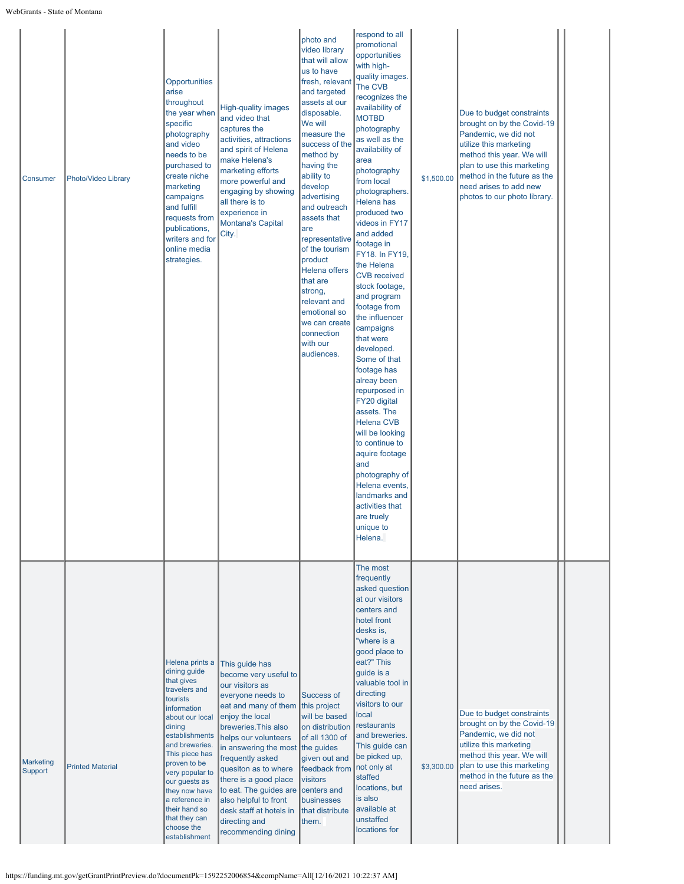| | | | | | | | | | |
|---|---|---|---|---|---|---|---|---|---|
| Consumer | Photo/Video Library | Opportunities arise throughout the year when specific photography and video needs to be purchased to create niche marketing campaigns and fulfill requests from publications, writers and for online media strategies. | High-quality images and video that captures the activities, attractions and spirit of Helena make Helena's marketing efforts more powerful and engaging by showing all there is to experience in Montana's Capital City. | photo and video library that will allow us to have fresh, relevant and targeted assets at our disposable. We will measure the success of the method by having the ability to develop advertising and outreach assets that are representative of the tourism product Helena offers that are strong, relevant and emotional so we can create connection with our audiences. | respond to all promotional opportunities with high-quality images. The CVB recognizes the availability of MOTBD photography as well as the availability of area photography from local photographers. Helena has produced two videos in FY17 and added footage in FY18. In FY19, the Helena CVB received stock footage, and program footage from the influencer campaigns that were developed. Some of that footage has alreay been repurposed in FY20 digital assets. The Helena CVB will be looking to continue to aquire footage and photography of Helena events, landmarks and activities that are truely unique to Helena. | $1,500.00 | Due to budget constraints brought on by the Covid-19 Pandemic, we did not utilize this marketing method this year. We will plan to use this marketing method in the future as the need arises to add new photos to our photo library. | | |
| Marketing Support | Printed Material | Helena prints a dining guide that gives travelers and tourists information about our local dining establishments and breweries. This piece has proven to be very popular to our guests as they now have a reference in their hand so that they can choose the establishment | This guide has become very useful to our visitors as everyone needs to eat and many of them enjoy the local breweries.This also helps our volunteers in answering the most frequently asked quesiton as to where there is a good place to eat. The guides are also helpful to front desk staff at hotels in directing and recommending dining | Success of this project will be based on distribution of all 1300 of the guides given out and feedback from visitors centers and businesses that distribute them. | The most frequently asked question at our visitors centers and hotel front desks is, "where is a good place to eat?" This guide is a valuable tool in directing visitors to our local restaurants and breweries. This guide can be picked up, not only at staffed locations, but is also available at unstaffed locations for | $3,300.00 | Due to budget constraints brought on by the Covid-19 Pandemic, we did not utilize this marketing method this year. We will plan to use this marketing method in the future as the need arises. | | |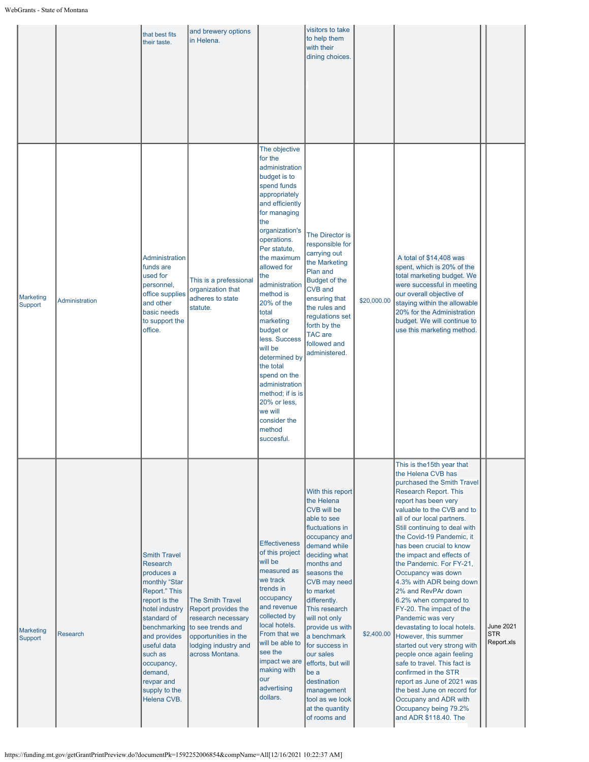| | | | | | | | | | |
|---|---|---|---|---|---|---|---|---|---|
| | | that best fits their taste. | and brewery options in Helena. | | visitors to take to help them with their dining choices. | | | | |
| Marketing Support | Administration | Administration funds are used for personnel, office supplies and other basic needs to support the office. | This is a professional organization that adheres to state statute. | The objective for the administration budget is to spend funds appropriately and efficiently for managing the organization's operations. Per statute, the maximum allowed for the administration method is 20% of the total marketing budget or less. Success will be determined by the total spend on the administration method; if is is 20% or less, we will consider the method succesful. | The Director is responsible for carrying out the Marketing Plan and Budget of the CVB and ensuring that the rules and regulations set forth by the TAC are followed and administered. | $20,000.00 | A total of $14,408 was spent, which is 20% of the total marketing budget. We were successful in meeting our overall objective of staying within the allowable 20% for the Administration budget. We will continue to use this marketing method. | | |
| Marketing Support | Research | Smith Travel Research produces a monthly "Star Report." This report is the hotel industry standard of benchmarking and provides useful data such as occupancy, demand, revpar and supply to the Helena CVB. | The Smith Travel Report provides the research necessary to see trends and opportunities in the lodging industry and across Montana. | Effectiveness of this project will be measured as we track trends in occupancy and revenue collected by local hotels. From that we will be able to see the impact we are making with our advertising dollars. | With this report the Helena CVB will be able to see fluctuations in occupancy and demand while deciding what months and seasons the CVB may need to market differently. This research will not only provide us with a benchmark for success in our sales efforts, but will be a destination management tool as we look at the quantity of rooms and | $2,400.00 | This is the15th year that the Helena CVB has purchased the Smith Travel Research Report. This report has been very valuable to the CVB and to all of our local partners. Still continuing to deal with the Covid-19 Pandemic, it has been crucial to know the impact and effects of the Pandemic. For FY-21, Occupancy was down 4.3% with ADR being down 2% and RevPAr down 6.2% when compared to FY-20. The impact of the Pandemic was very devastating to local hotels. However, this summer started out very strong with people once again feeling safe to travel. This fact is confirmed in the STR report as June of 2021 was the best June on record for Occupancy and ADR with Occupancy being 79.2% and ADR $118.40. The | | June 2021 STR Report.xls |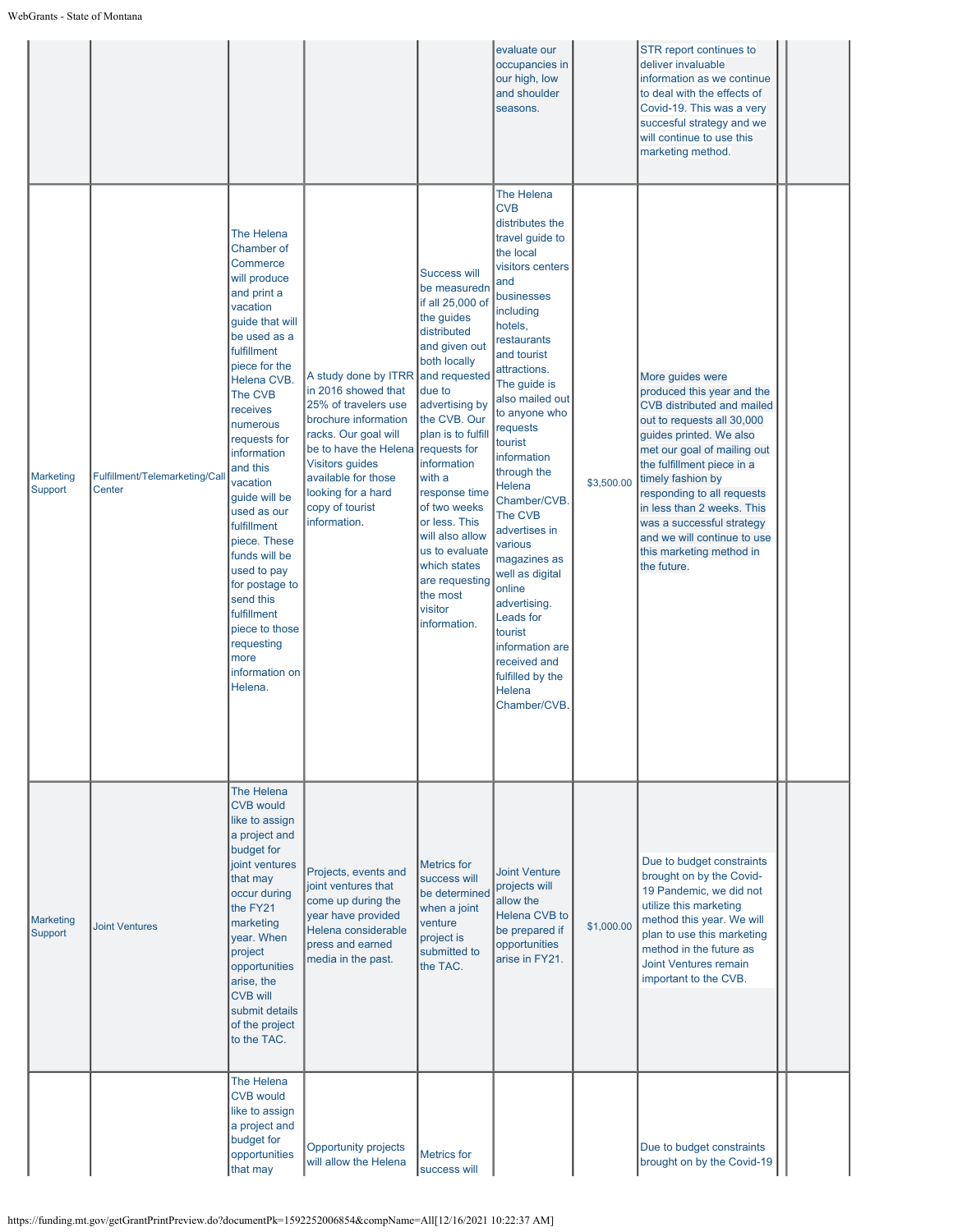| | | | | | | | | | |
|---|---|---|---|---|---|---|---|---|---|
| | | | | | evaluate our occupancies in our high, low and shoulder seasons. | | STR report continues to deliver invaluable information as we continue to deal with the effects of Covid-19. This was a very succesful strategy and we will continue to use this marketing method. | | |
| Marketing Support | Fulfillment/Telemarketing/Call Center | The Helena Chamber of Commerce will produce and print a vacation guide that will be used as a fulfillment piece for the Helena CVB. The CVB receives numerous requests for information and this vacation guide will be used as our fulfillment piece. These funds will be used to pay for postage to send this fulfillment piece to those requesting more information on Helena. | A study done by ITRR in 2016 showed that 25% of travelers use brochure information racks. Our goal will be to have the Helena Visitors guides available for those looking for a hard copy of tourist information. | Success will be measuredn if all 25,000 of the guides distributed and given out both locally and requested due to advertising by the CVB. Our plan is to fulfill requests for information with a response time of two weeks or less. This will also allow us to evaluate which states are requesting the most visitor information. | The Helena CVB distributes the travel guide to the local visitors centers and businesses including hotels, restaurants and tourist attractions. The guide is also mailed out to anyone who requests tourist information through the Helena Chamber/CVB. The CVB advertises in various magazines as well as digital online advertising. Leads for tourist information are received and fulfilled by the Helena Chamber/CVB. | $3,500.00 | More guides were produced this year and the CVB distributed and mailed out to requests all 30,000 guides printed. We also met our goal of mailing out the fulfillment piece in a timely fashion by responding to all requests in less than 2 weeks. This was a successful strategy and we will continue to use this marketing method in the future. | | |
| Marketing Support | Joint Ventures | The Helena CVB would like to assign a project and budget for joint ventures that may occur during the FY21 marketing year. When project opportunities arise, the CVB will submit details of the project to the TAC. | Projects, events and joint ventures that come up during the year have provided Helena considerable press and earned media in the past. | Metrics for success will be determined when a joint venture project is submitted to the TAC. | Joint Venture projects will allow the Helena CVB to be prepared if opportunities arise in FY21. | $1,000.00 | Due to budget constraints brought on by the Covid-19 Pandemic, we did not utilize this marketing method this year. We will plan to use this marketing method in the future as Joint Ventures remain important to the CVB. | | |
| | | The Helena CVB would like to assign a project and budget for opportunities that may | Opportunity projects will allow the Helena | Metrics for success will | | | Due to budget constraints brought on by the Covid-19 | | |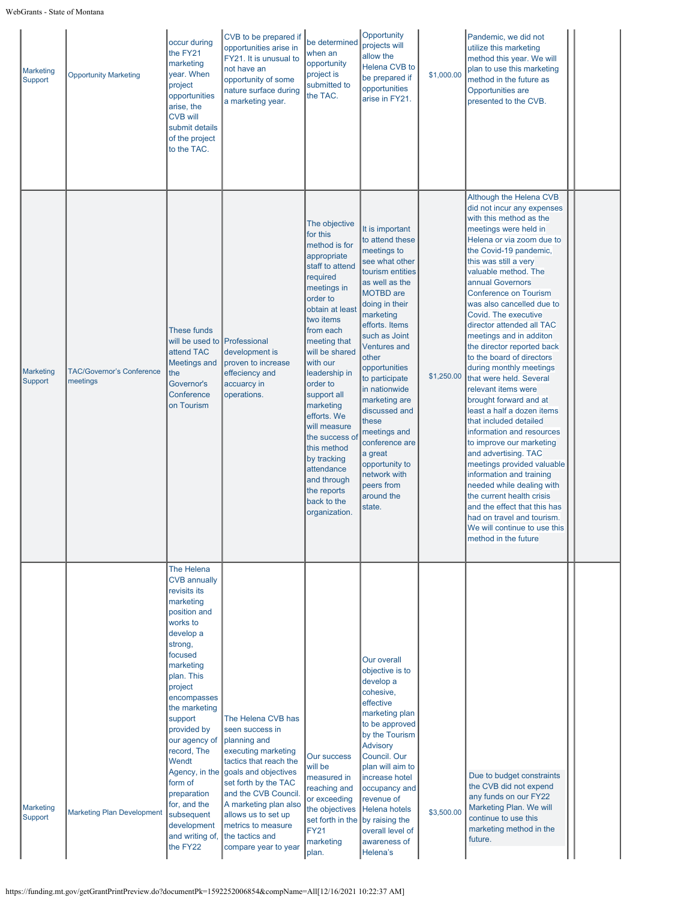| | | | | | | | | | |
|---|---|---|---|---|---|---|---|---|---|
| Marketing Support | Opportunity Marketing | occur during the FY21 marketing year. When project opportunities arise, the CVB will submit details of the project to the TAC. | CVB to be prepared if opportunities arise in FY21. It is unusual to not have an opportunity of some nature surface during a marketing year. | be determined when an opportunity project is submitted to the TAC. | Opportunity projects will allow the Helena CVB to be prepared if opportunities arise in FY21. | $1,000.00 | Pandemic, we did not utilize this marketing method this year. We will plan to use this marketing method in the future as Opportunities are presented to the CVB. | | |
| Marketing Support | TAC/Governor's Conference meetings | These funds will be used to attend TAC Meetings and the Governor's Conference on Tourism | Professional development is proven to increase effeciency and accuarcy in operations. | The objective for this method is for appropriate staff to attend required meetings in order to obtain at least two items from each meeting that will be shared with our leadership in order to support all marketing efforts. We will measure the success of this method by tracking attendance and through the reports back to the organization. | It is important to attend these meetings to see what other tourism entities as well as the MOTBD are doing in their marketing efforts. Items such as Joint Ventures and other opportunities to participate in nationwide marketing are discussed and these meetings and conference are a great opportunity to network with peers from around the state. | $1,250.00 | Although the Helena CVB did not incur any expenses with this method as the meetings were held in Helena or via zoom due to the Covid-19 pandemic, this was still a very valuable method. The annual Governors Conference on Tourism was also cancelled due to Covid. The executive director attended all TAC meetings and in additon the director reported back to the board of directors during monthly meetings that were held. Several relevant items were brought forward and at least a half a dozen items that included detailed information and resources to improve our marketing and advertising. TAC meetings provided valuable information and training needed while dealing with the current health crisis and the effect that this has had on travel and tourism. We will continue to use this method in the future | | |
| Marketing Support | Marketing Plan Development | The Helena CVB annually revisits its marketing position and works to develop a strong, focused marketing plan. This project encompasses the marketing support provided by our agency of record, The Wendt Agency, in the form of preparation for, and the subsequent development and writing of, the FY22 | The Helena CVB has seen success in planning and executing marketing tactics that reach the goals and objectives set forth by the TAC and the CVB Council. A marketing plan also allows us to set up metrics to measure the tactics and compare year to year | Our success will be measured in reaching and or exceeding the objectives set forth in the FY21 marketing plan. | Our overall objective is to develop a cohesive, effective marketing plan to be approved by the Tourism Advisory Council. Our plan will aim to increase hotel occupancy and revenue of Helena hotels by raising the overall level of awareness of Helena's | $3,500.00 | Due to budget constraints the CVB did not expend any funds on our FY22 Marketing Plan. We will continue to use this marketing method in the future. | | |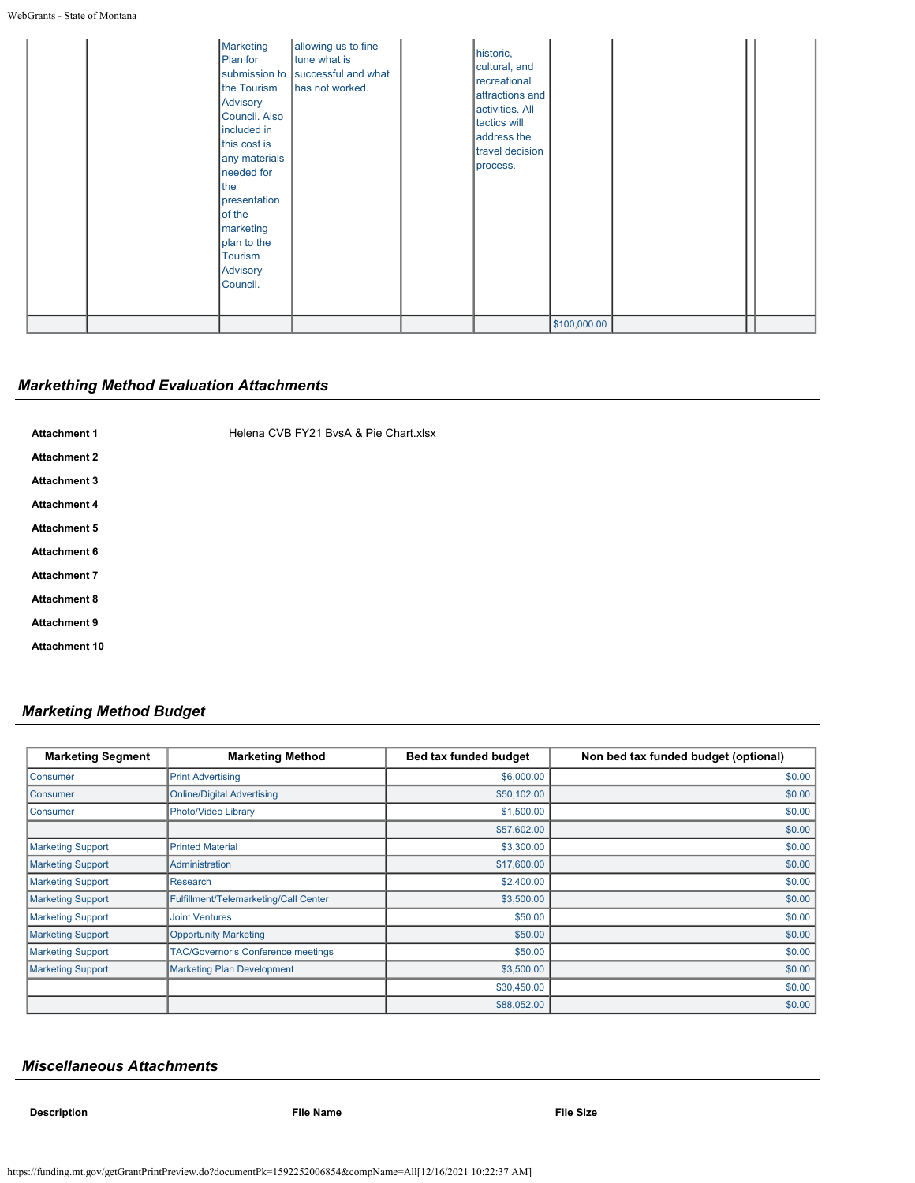| | | Marketing Plan for submission to the Tourism Advisory Council. Also included in this cost is any materials needed for the presentation of the marketing plan to the Tourism Advisory Council. | allowing us to fine tune what is successful and what has not worked. | | historic, cultural, and recreational attractions and activities. All tactics will address the travel decision process. | | | | |
|---|---|---|---|---|---|---|---|---|---|
| | | | | | | $100,000.00 | | | |

## Markething Method Evaluation Attachments

**Attachment 1** Helena CVB FY21 BvsA & Pie Chart.xlsx

**Attachment 2**

**Attachment 3**

**Attachment 4**

**Attachment 5**

**Attachment 6**

**Attachment 7**

**Attachment 8**

**Attachment 9**

**Attachment 10**

## Marketing Method Budget

| Marketing Segment | Marketing Method | Bed tax funded budget | Non bed tax funded budget (optional) |
|---|---|---|---|
| Consumer | Print Advertising | $6,000.00 | $0.00 |
| Consumer | Online/Digital Advertising | $50,102.00 | $0.00 |
| Consumer | Photo/Video Library | $1,500.00 | $0.00 |
| | | $57,602.00 | $0.00 |
| Marketing Support | Printed Material | $3,300.00 | $0.00 |
| Marketing Support | Administration | $17,600.00 | $0.00 |
| Marketing Support | Research | $2,400.00 | $0.00 |
| Marketing Support | Fulfillment/Telemarketing/Call Center | $3,500.00 | $0.00 |
| Marketing Support | Joint Ventures | $50.00 | $0.00 |
| Marketing Support | Opportunity Marketing | $50.00 | $0.00 |
| Marketing Support | TAC/Governor's Conference meetings | $50.00 | $0.00 |
| Marketing Support | Marketing Plan Development | $3,500.00 | $0.00 |
| | | $30,450.00 | $0.00 |
| | | $88,052.00 | $0.00 |

## Miscellaneous Attachments

| Description | File Name | File Size |
|---|---|---|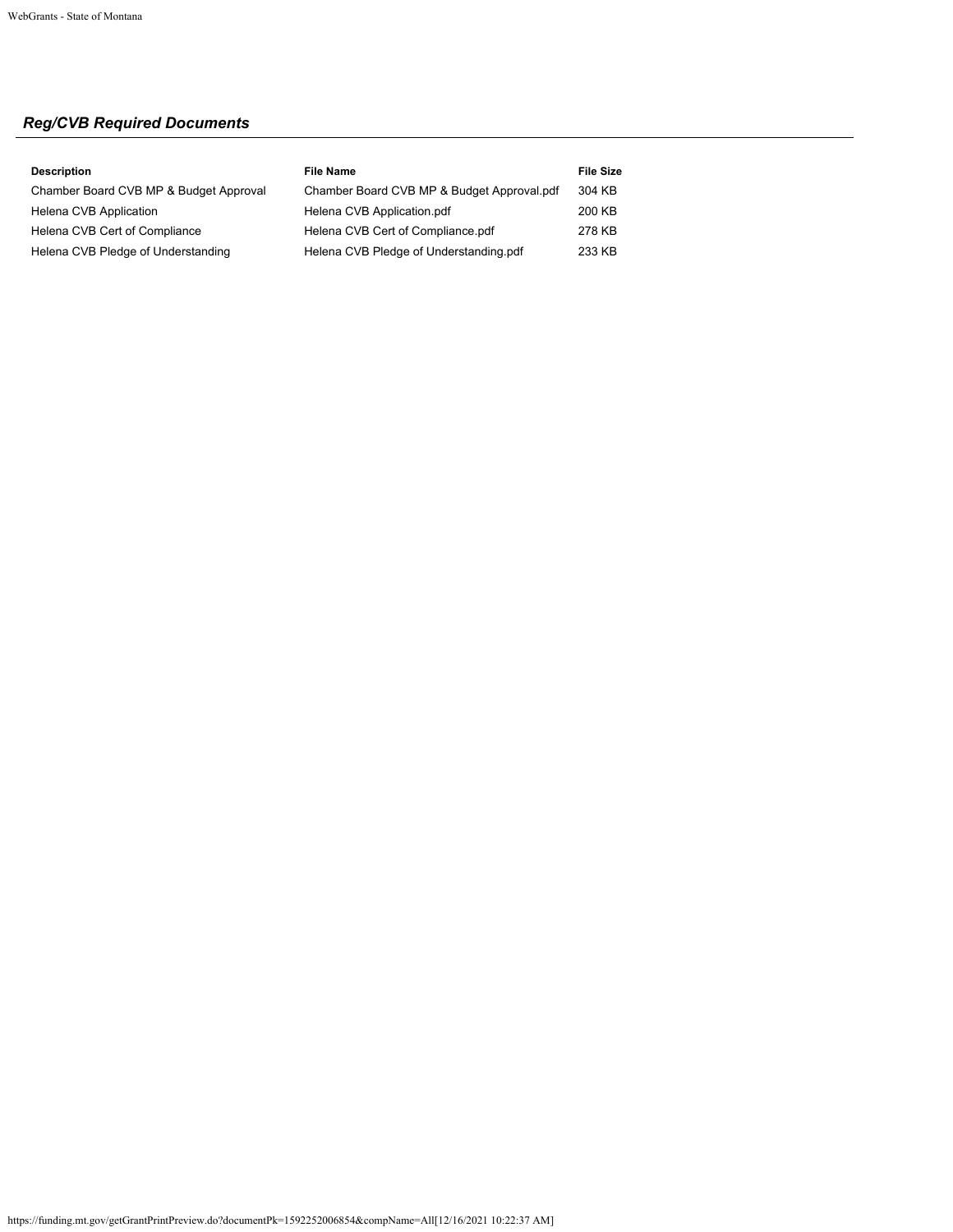## *Reg/CVB Required Documents*

| Description | File Name | File Size |
|---|---|---|
| Chamber Board CVB MP & Budget Approval | Chamber Board CVB MP & Budget Approval.pdf | 304 KB |
| Helena CVB Application | Helena CVB Application.pdf | 200 KB |
| Helena CVB Cert of Compliance | Helena CVB Cert of Compliance.pdf | 278 KB |
| Helena CVB Pledge of Understanding | Helena CVB Pledge of Understanding.pdf | 233 KB |